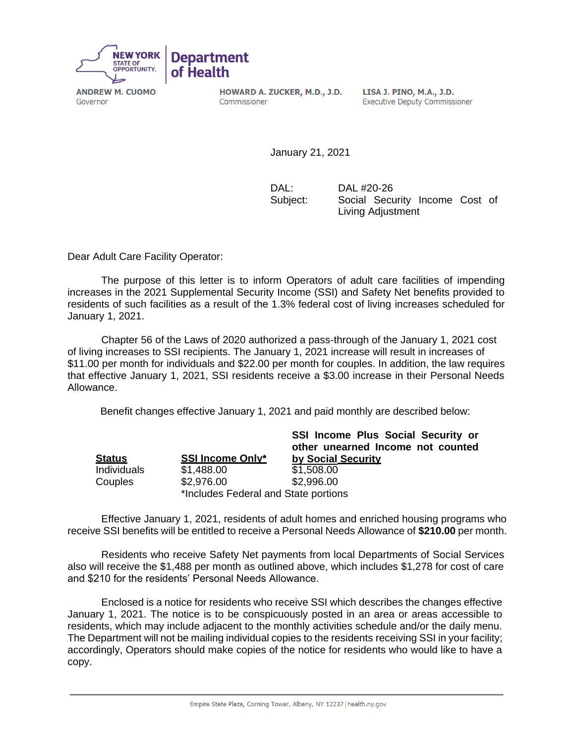NEW YORK STATE OF OPPORTUNITY. | Department of Health

**ANDREW M. CUOMO**
Governor

**HOWARD A. ZUCKER, M.D., J.D.**
Commissioner

**LISA J. PINO, M.A., J.D.**
Executive Deputy Commissioner

January 21, 2021

DAL: DAL #20-26
Subject: Social Security Income Cost of Living Adjustment

Dear Adult Care Facility Operator:

The purpose of this letter is to inform Operators of adult care facilities of impending increases in the 2021 Supplemental Security Income (SSI) and Safety Net benefits provided to residents of such facilities as a result of the 1.3% federal cost of living increases scheduled for January 1, 2021.

Chapter 56 of the Laws of 2020 authorized a pass-through of the January 1, 2021 cost of living increases to SSI recipients. The January 1, 2021 increase will result in increases of $11.00 per month for individuals and $22.00 per month for couples. In addition, the law requires that effective January 1, 2021, SSI residents receive a $3.00 increase in their Personal Needs Allowance.

Benefit changes effective January 1, 2021 and paid monthly are described below:

| Status | SSI Income Only* | SSI Income Plus Social Security or other unearned Income not counted by Social Security |
|---|---|---|
| Individuals | $1,488.00 | $1,508.00 |
| Couples | $2,976.00 | $2,996.00 |

*Includes Federal and State portions

Effective January 1, 2021, residents of adult homes and enriched housing programs who receive SSI benefits will be entitled to receive a Personal Needs Allowance of **$210.00** per month.

Residents who receive Safety Net payments from local Departments of Social Services also will receive the $1,488 per month as outlined above, which includes $1,278 for cost of care and $210 for the residents' Personal Needs Allowance.

Enclosed is a notice for residents who receive SSI which describes the changes effective January 1, 2021. The notice is to be conspicuously posted in an area or areas accessible to residents, which may include adjacent to the monthly activities schedule and/or the daily menu. The Department will not be mailing individual copies to the residents receiving SSI in your facility; accordingly, Operators should make copies of the notice for residents who would like to have a copy.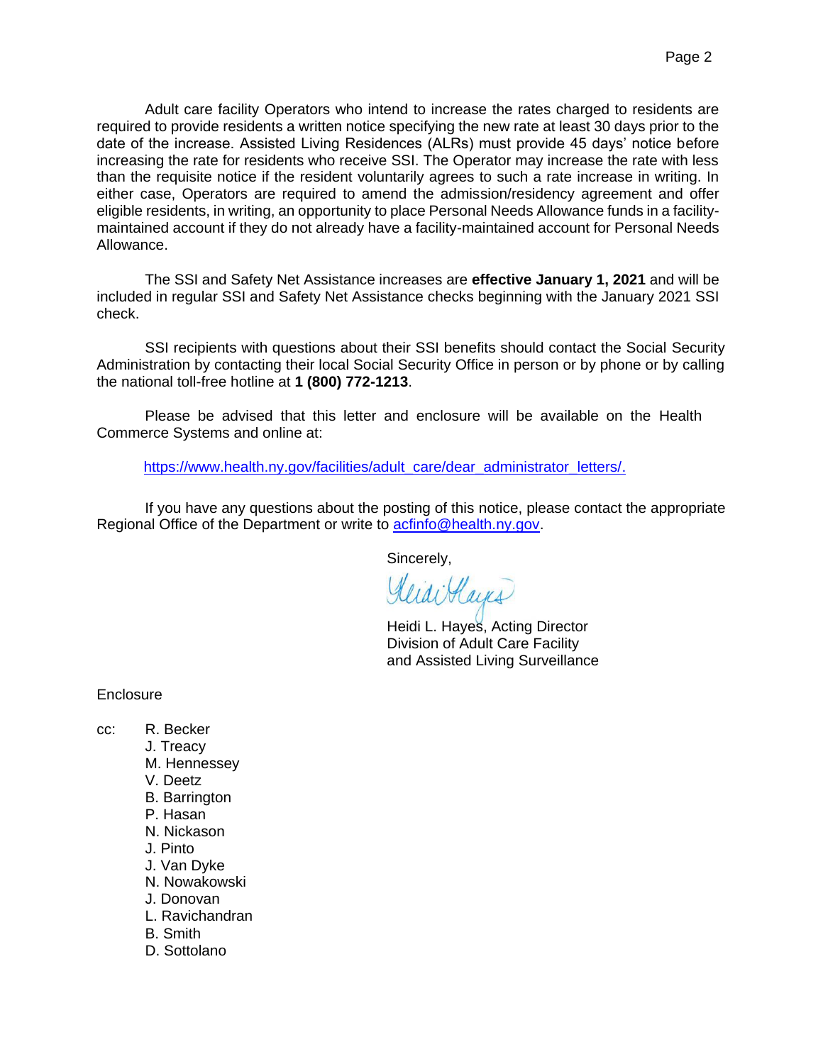Adult care facility Operators who intend to increase the rates charged to residents are required to provide residents a written notice specifying the new rate at least 30 days prior to the date of the increase. Assisted Living Residences (ALRs) must provide 45 days' notice before increasing the rate for residents who receive SSI. The Operator may increase the rate with less than the requisite notice if the resident voluntarily agrees to such a rate increase in writing. In either case, Operators are required to amend the admission/residency agreement and offer eligible residents, in writing, an opportunity to place Personal Needs Allowance funds in a facility-maintained account if they do not already have a facility-maintained account for Personal Needs Allowance.

The SSI and Safety Net Assistance increases are **effective January 1, 2021** and will be included in regular SSI and Safety Net Assistance checks beginning with the January 2021 SSI check.

SSI recipients with questions about their SSI benefits should contact the Social Security Administration by contacting their local Social Security Office in person or by phone or by calling the national toll-free hotline at **1 (800) 772-1213**.

Please be advised that this letter and enclosure will be available on the Health Commerce Systems and online at:

https://www.health.ny.gov/facilities/adult_care/dear_administrator_letters/.

If you have any questions about the posting of this notice, please contact the appropriate Regional Office of the Department or write to acfinfo@health.ny.gov.

Sincerely,

Heidi L. Hayes, Acting Director
Division of Adult Care Facility
and Assisted Living Surveillance

Enclosure

cc: R. Becker
J. Treacy
M. Hennessey
V. Deetz
B. Barrington
P. Hasan
N. Nickason
J. Pinto
J. Van Dyke
N. Nowakowski
J. Donovan
L. Ravichandran
B. Smith
D. Sottolano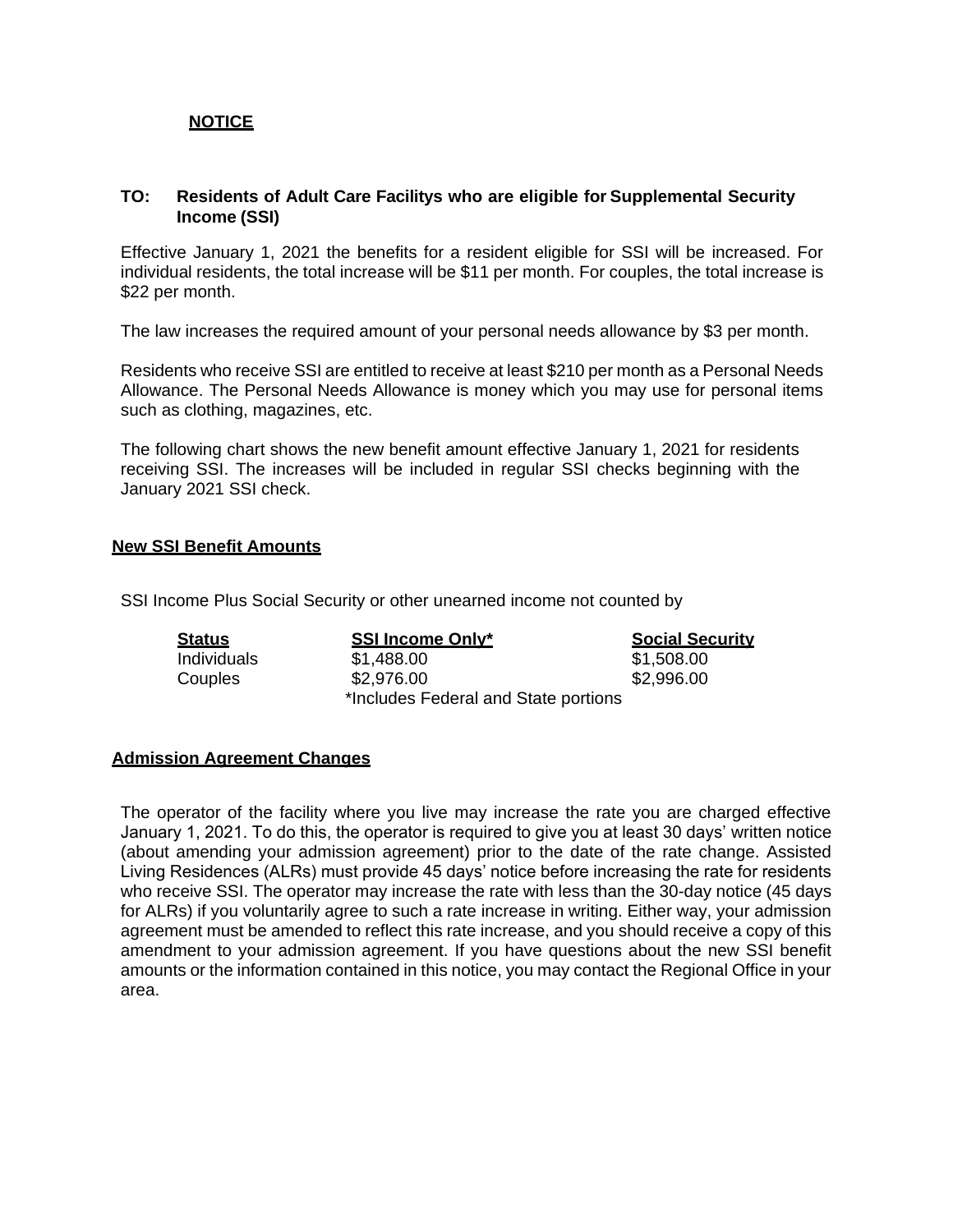**NOTICE**

**TO: Residents of Adult Care Facilitys who are eligible for Supplemental Security Income (SSI)**

Effective January 1, 2021 the benefits for a resident eligible for SSI will be increased. For individual residents, the total increase will be $11 per month. For couples, the total increase is $22 per month.

The law increases the required amount of your personal needs allowance by $3 per month.

Residents who receive SSI are entitled to receive at least $210 per month as a Personal Needs Allowance. The Personal Needs Allowance is money which you may use for personal items such as clothing, magazines, etc.

The following chart shows the new benefit amount effective January 1, 2021 for residents receiving SSI. The increases will be included in regular SSI checks beginning with the January 2021 SSI check.

**New SSI Benefit Amounts**

SSI Income Plus Social Security or other unearned income not counted by

| Status | SSI Income Only* | Social Security |
|---|---|---|
| Individuals | $1,488.00 | $1,508.00 |
| Couples | $2,976.00 | $2,996.00 |

*Includes Federal and State portions

**Admission Agreement Changes**

The operator of the facility where you live may increase the rate you are charged effective January 1, 2021. To do this, the operator is required to give you at least 30 days' written notice (about amending your admission agreement) prior to the date of the rate change. Assisted Living Residences (ALRs) must provide 45 days' notice before increasing the rate for residents who receive SSI. The operator may increase the rate with less than the 30-day notice (45 days for ALRs) if you voluntarily agree to such a rate increase in writing. Either way, your admission agreement must be amended to reflect this rate increase, and you should receive a copy of this amendment to your admission agreement. If you have questions about the new SSI benefit amounts or the information contained in this notice, you may contact the Regional Office in your area.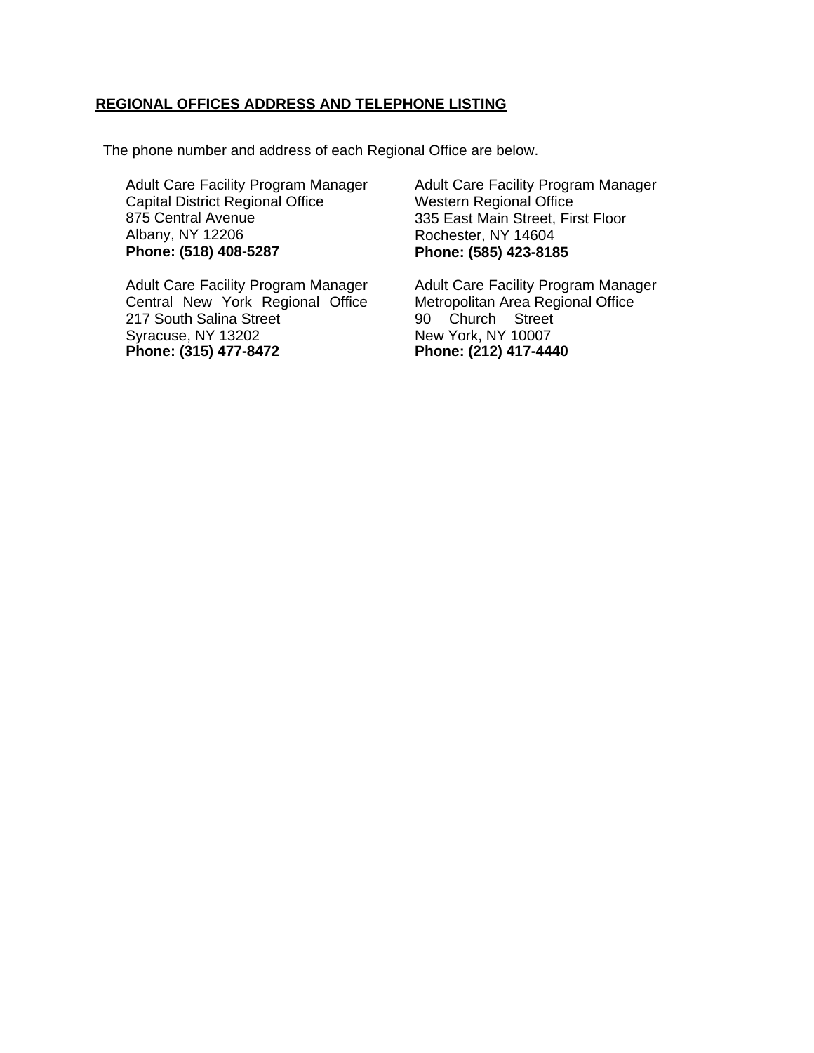**REGIONAL OFFICES ADDRESS AND TELEPHONE LISTING**

The phone number and address of each Regional Office are below.

Adult Care Facility Program Manager
Capital District Regional Office
875 Central Avenue
Albany, NY 12206
**Phone: (518) 408-5287**

Adult Care Facility Program Manager
Western Regional Office
335 East Main Street, First Floor
Rochester, NY 14604
**Phone: (585) 423-8185**

Adult Care Facility Program Manager
Central New York Regional Office
217 South Salina Street
Syracuse, NY 13202
**Phone: (315) 477-8472**

Adult Care Facility Program Manager
Metropolitan Area Regional Office
90 Church Street
New York, NY 10007
**Phone: (212) 417-4440**